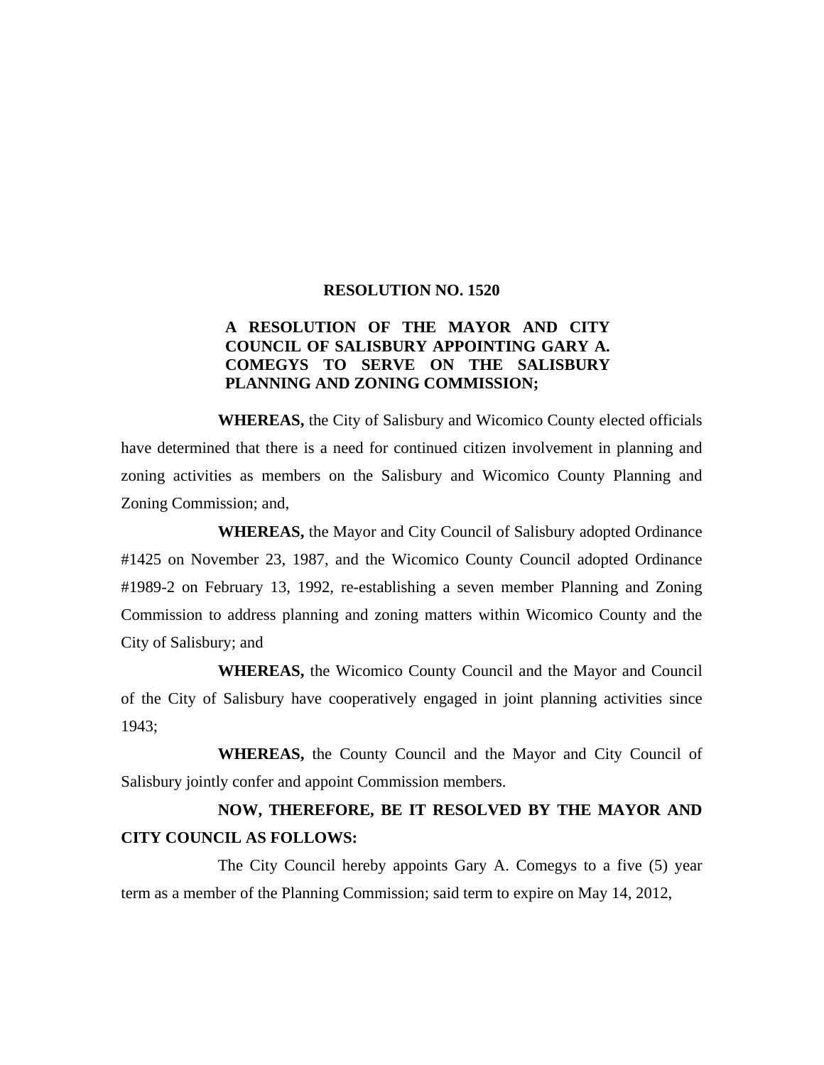# RESOLUTION NO. 1520

**A RESOLUTION OF THE MAYOR AND CITY COUNCIL OF SALISBURY APPOINTING GARY A. COMEGYS TO SERVE ON THE SALISBURY PLANNING AND ZONING COMMISSION;**

**WHEREAS,** the City of Salisbury and Wicomico County elected officials have determined that there is a need for continued citizen involvement in planning and zoning activities as members on the Salisbury and Wicomico County Planning and Zoning Commission; and,

**WHEREAS,** the Mayor and City Council of Salisbury adopted Ordinance #1425 on November 23, 1987, and the Wicomico County Council adopted Ordinance #1989-2 on February 13, 1992, re-establishing a seven member Planning and Zoning Commission to address planning and zoning matters within Wicomico County and the City of Salisbury; and

**WHEREAS,** the Wicomico County Council and the Mayor and Council of the City of Salisbury have cooperatively engaged in joint planning activities since 1943;

**WHEREAS,** the County Council and the Mayor and City Council of Salisbury jointly confer and appoint Commission members.

**NOW, THEREFORE, BE IT RESOLVED BY THE MAYOR AND CITY COUNCIL AS FOLLOWS:**

The City Council hereby appoints Gary A. Comegys to a five (5) year term as a member of the Planning Commission; said term to expire on May 14, 2012,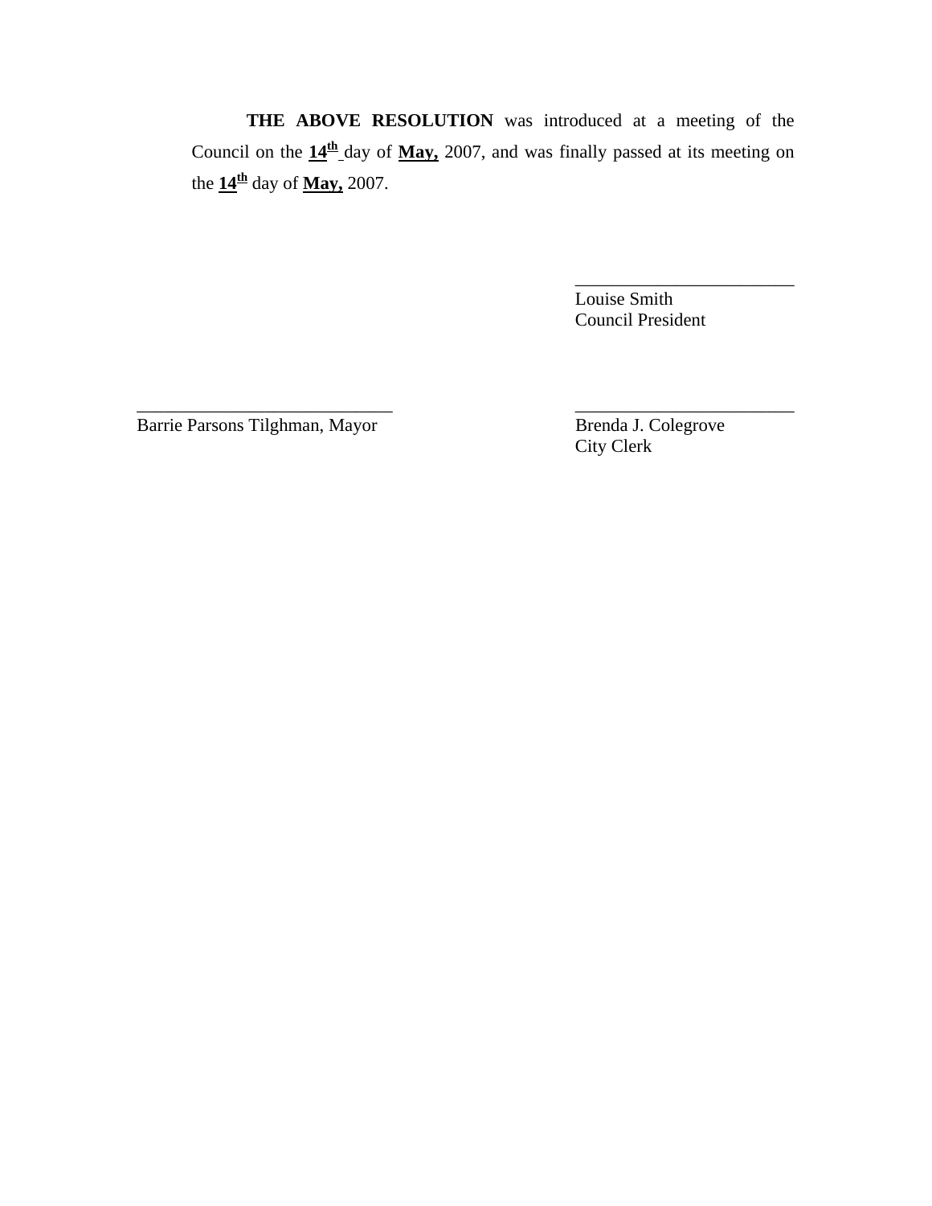**THE ABOVE RESOLUTION** was introduced at a meeting of the Council on the **14th** day of **May,** 2007, and was finally passed at its meeting on the **14th** day of **May,** 2007.

\_\_\_\_\_\_\_\_\_\_\_\_\_\_\_\_\_\_\_\_\_\_\_\_\_
Louise Smith
Council President

\_\_\_\_\_\_\_\_\_\_\_\_\_\_\_\_\_\_\_\_\_\_\_\_\_\_\_\_\_
Barrie Parsons Tilghman, Mayor

\_\_\_\_\_\_\_\_\_\_\_\_\_\_\_\_\_\_\_\_\_\_\_\_\_
Brenda J. Colegrove
City Clerk